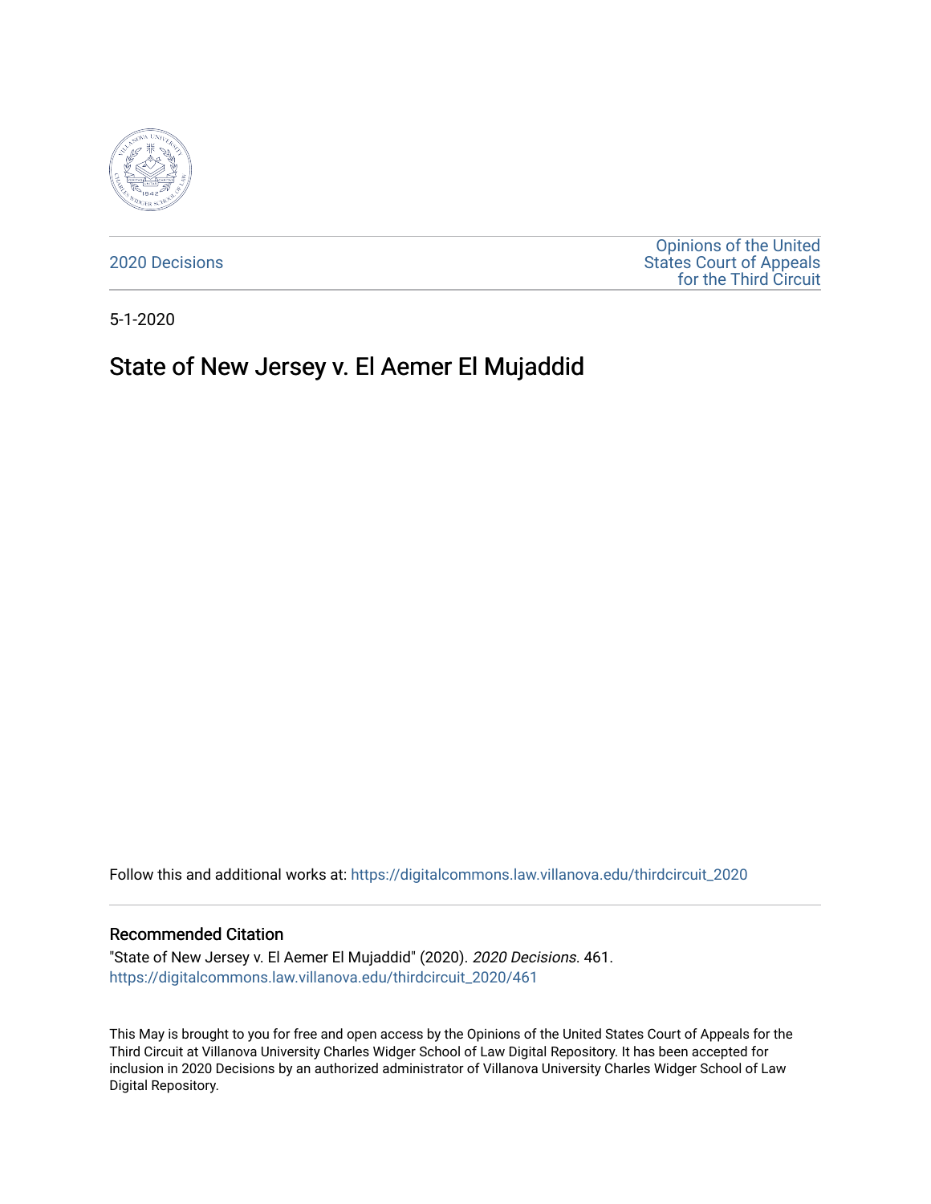2020 Decisions

Opinions of the United States Court of Appeals for the Third Circuit

5-1-2020

# State of New Jersey v. El Aemer El Mujaddid

Follow this and additional works at: https://digitalcommons.law.villanova.edu/thirdcircuit_2020

## Recommended Citation

"State of New Jersey v. El Aemer El Mujaddid" (2020). *2020 Decisions*. 461.
https://digitalcommons.law.villanova.edu/thirdcircuit_2020/461

This May is brought to you for free and open access by the Opinions of the United States Court of Appeals for the Third Circuit at Villanova University Charles Widger School of Law Digital Repository. It has been accepted for inclusion in 2020 Decisions by an authorized administrator of Villanova University Charles Widger School of Law Digital Repository.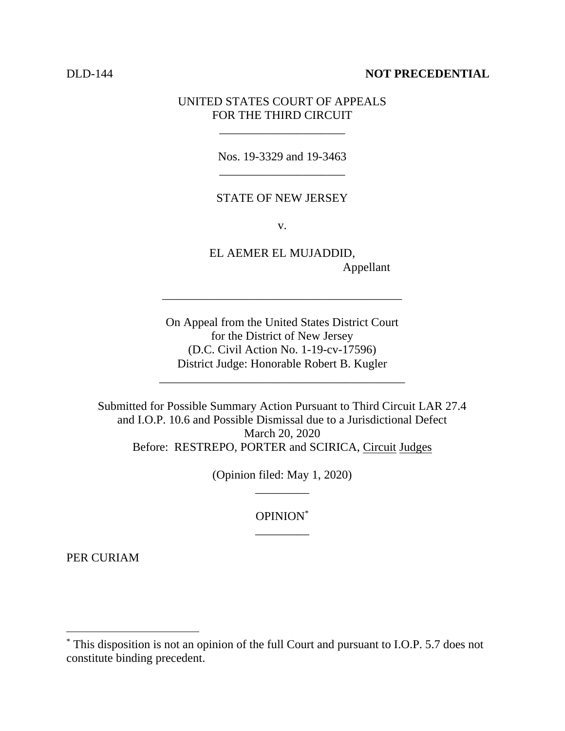DLD-144 **NOT PRECEDENTIAL**

UNITED STATES COURT OF APPEALS
FOR THE THIRD CIRCUIT

\_\_\_\_\_\_\_\_\_\_\_\_\_\_\_\_\_\_\_\_\_

Nos. 19-3329 and 19-3463

\_\_\_\_\_\_\_\_\_\_\_\_\_\_\_\_\_\_\_\_\_

STATE OF NEW JERSEY

v.

EL AEMER EL MUJADDID,
Appellant

\_\_\_\_\_\_\_\_\_\_\_\_\_\_\_\_\_\_\_\_\_\_\_\_\_\_\_\_\_\_\_\_\_\_\_\_\_\_\_\_

On Appeal from the United States District Court
for the District of New Jersey
(D.C. Civil Action No. 1-19-cv-17596)
District Judge: Honorable Robert B. Kugler

\_\_\_\_\_\_\_\_\_\_\_\_\_\_\_\_\_\_\_\_\_\_\_\_\_\_\_\_\_\_\_\_\_\_\_\_\_\_\_\_

Submitted for Possible Summary Action Pursuant to Third Circuit LAR 27.4
and I.O.P. 10.6 and Possible Dismissal due to a Jurisdictional Defect
March 20, 2020
Before: RESTREPO, PORTER and SCIRICA, Circuit Judges

(Opinion filed: May 1, 2020)

\_\_\_\_\_\_\_\_\_

OPINION*

\_\_\_\_\_\_\_\_\_

PER CURIAM

---

* This disposition is not an opinion of the full Court and pursuant to I.O.P. 5.7 does not constitute binding precedent.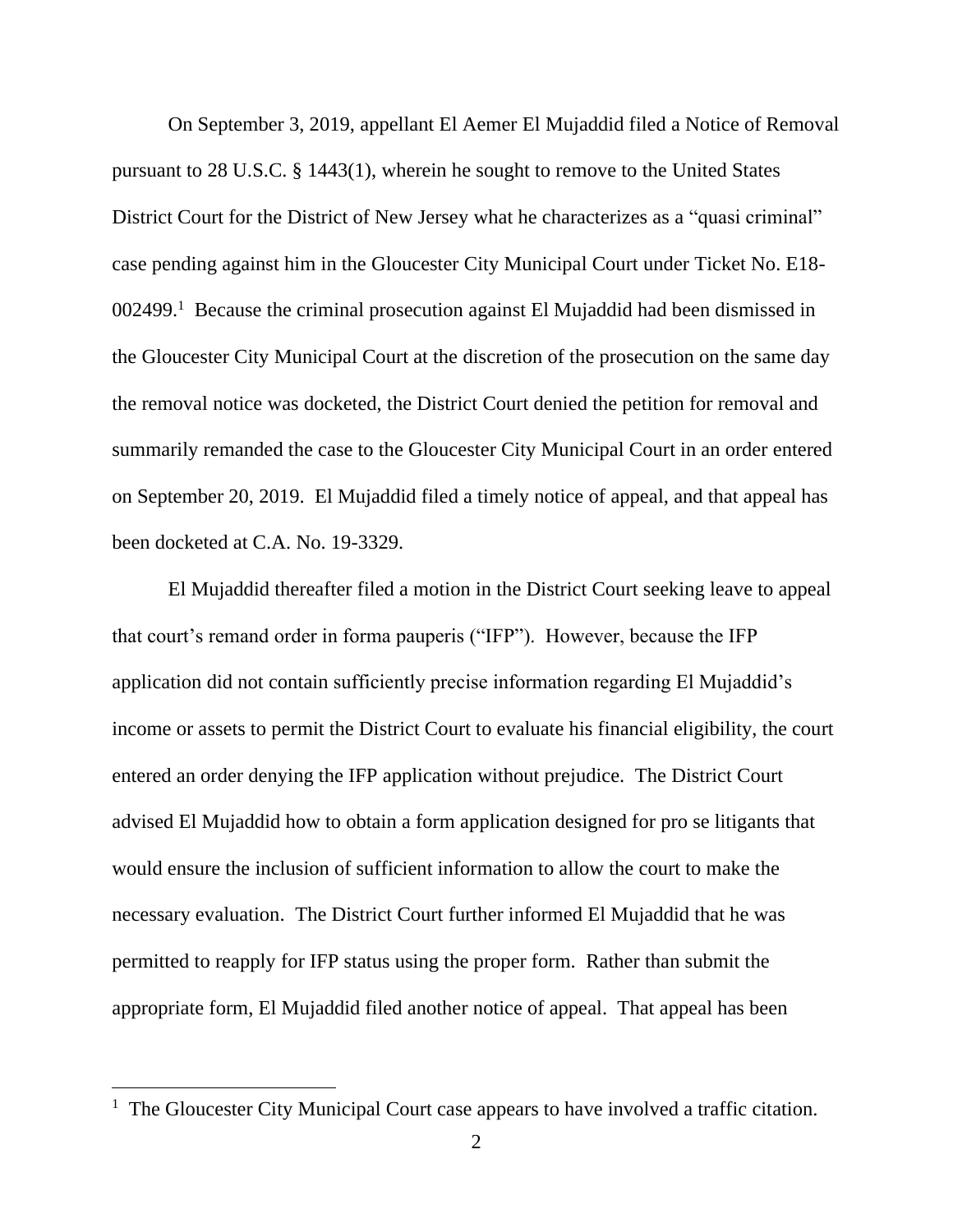On September 3, 2019, appellant El Aemer El Mujaddid filed a Notice of Removal pursuant to 28 U.S.C. § 1443(1), wherein he sought to remove to the United States District Court for the District of New Jersey what he characterizes as a "quasi criminal" case pending against him in the Gloucester City Municipal Court under Ticket No. E18-002499.[1] Because the criminal prosecution against El Mujaddid had been dismissed in the Gloucester City Municipal Court at the discretion of the prosecution on the same day the removal notice was docketed, the District Court denied the petition for removal and summarily remanded the case to the Gloucester City Municipal Court in an order entered on September 20, 2019. El Mujaddid filed a timely notice of appeal, and that appeal has been docketed at C.A. No. 19-3329.

El Mujaddid thereafter filed a motion in the District Court seeking leave to appeal that court's remand order in forma pauperis ("IFP"). However, because the IFP application did not contain sufficiently precise information regarding El Mujaddid's income or assets to permit the District Court to evaluate his financial eligibility, the court entered an order denying the IFP application without prejudice. The District Court advised El Mujaddid how to obtain a form application designed for pro se litigants that would ensure the inclusion of sufficient information to allow the court to make the necessary evaluation. The District Court further informed El Mujaddid that he was permitted to reapply for IFP status using the proper form. Rather than submit the appropriate form, El Mujaddid filed another notice of appeal. That appeal has been

[1] The Gloucester City Municipal Court case appears to have involved a traffic citation.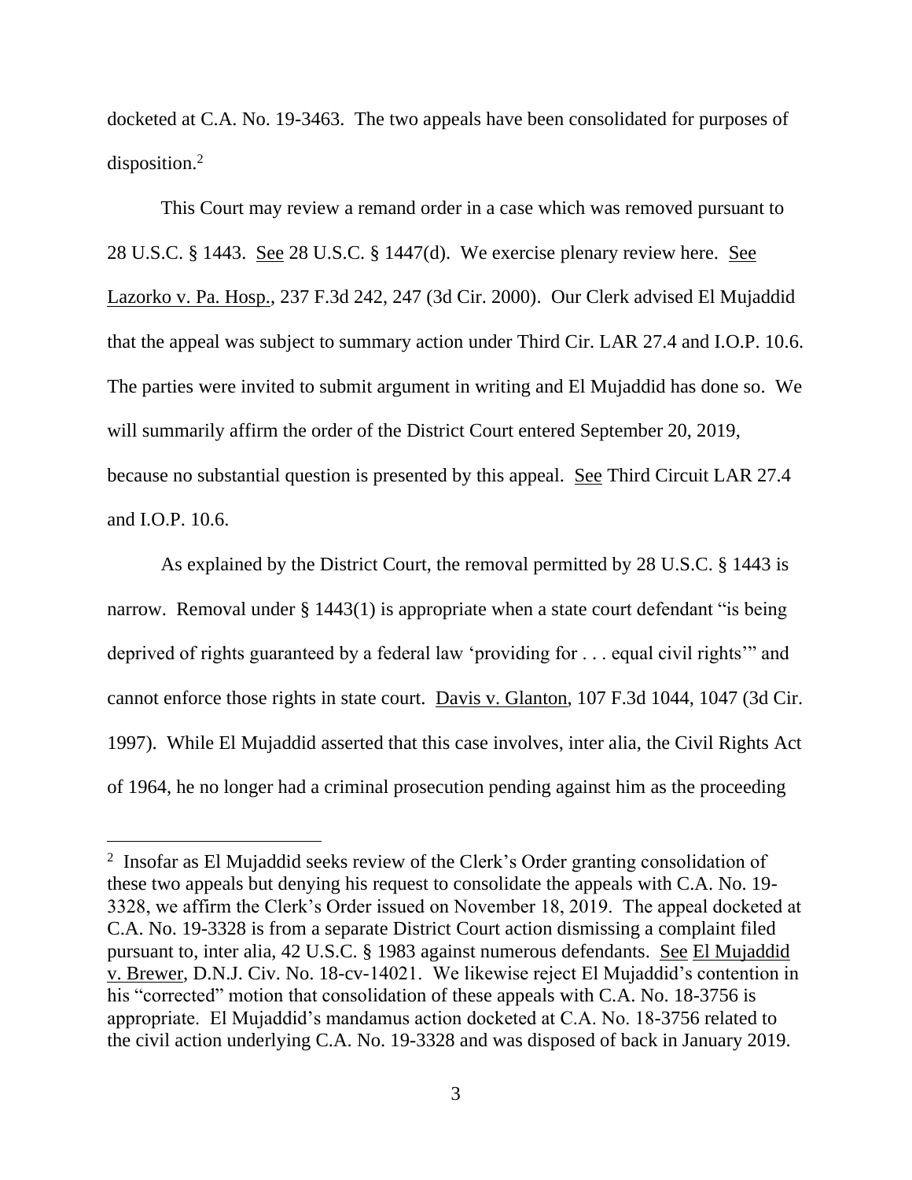docketed at C.A. No. 19-3463. The two appeals have been consolidated for purposes of disposition.[2]

This Court may review a remand order in a case which was removed pursuant to 28 U.S.C. § 1443. See 28 U.S.C. § 1447(d). We exercise plenary review here. See Lazorko v. Pa. Hosp., 237 F.3d 242, 247 (3d Cir. 2000). Our Clerk advised El Mujaddid that the appeal was subject to summary action under Third Cir. LAR 27.4 and I.O.P. 10.6. The parties were invited to submit argument in writing and El Mujaddid has done so. We will summarily affirm the order of the District Court entered September 20, 2019, because no substantial question is presented by this appeal. See Third Circuit LAR 27.4 and I.O.P. 10.6.

As explained by the District Court, the removal permitted by 28 U.S.C. § 1443 is narrow. Removal under § 1443(1) is appropriate when a state court defendant "is being deprived of rights guaranteed by a federal law 'providing for . . . equal civil rights'" and cannot enforce those rights in state court. Davis v. Glanton, 107 F.3d 1044, 1047 (3d Cir. 1997). While El Mujaddid asserted that this case involves, inter alia, the Civil Rights Act of 1964, he no longer had a criminal prosecution pending against him as the proceeding

---

[2] Insofar as El Mujaddid seeks review of the Clerk's Order granting consolidation of these two appeals but denying his request to consolidate the appeals with C.A. No. 19-3328, we affirm the Clerk's Order issued on November 18, 2019. The appeal docketed at C.A. No. 19-3328 is from a separate District Court action dismissing a complaint filed pursuant to, inter alia, 42 U.S.C. § 1983 against numerous defendants. See El Mujaddid v. Brewer, D.N.J. Civ. No. 18-cv-14021. We likewise reject El Mujaddid's contention in his "corrected" motion that consolidation of these appeals with C.A. No. 18-3756 is appropriate. El Mujaddid's mandamus action docketed at C.A. No. 18-3756 related to the civil action underlying C.A. No. 19-3328 and was disposed of back in January 2019.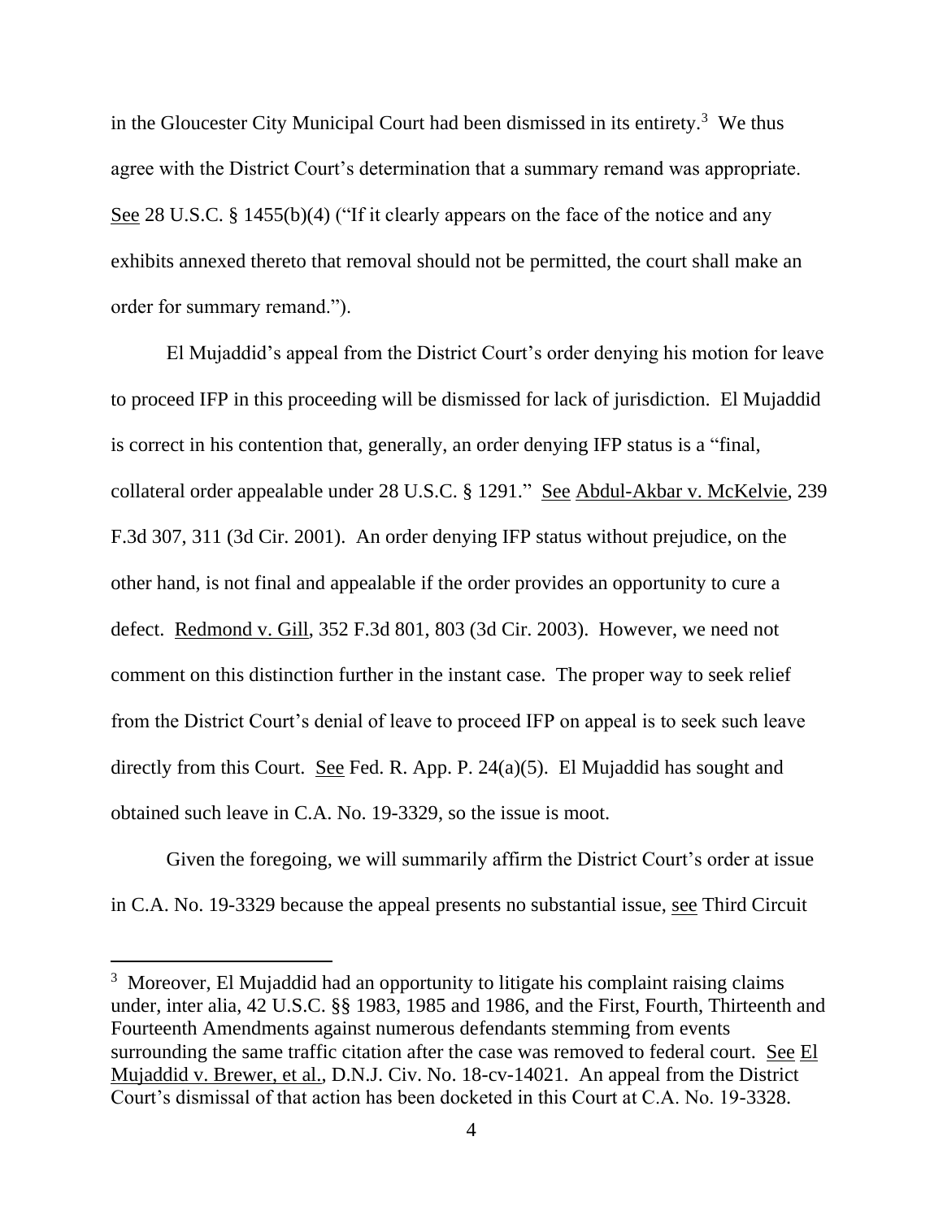in the Gloucester City Municipal Court had been dismissed in its entirety.[3] We thus agree with the District Court's determination that a summary remand was appropriate. See 28 U.S.C. § 1455(b)(4) ("If it clearly appears on the face of the notice and any exhibits annexed thereto that removal should not be permitted, the court shall make an order for summary remand.").

El Mujaddid's appeal from the District Court's order denying his motion for leave to proceed IFP in this proceeding will be dismissed for lack of jurisdiction. El Mujaddid is correct in his contention that, generally, an order denying IFP status is a "final, collateral order appealable under 28 U.S.C. § 1291." See Abdul-Akbar v. McKelvie, 239 F.3d 307, 311 (3d Cir. 2001). An order denying IFP status without prejudice, on the other hand, is not final and appealable if the order provides an opportunity to cure a defect. Redmond v. Gill, 352 F.3d 801, 803 (3d Cir. 2003). However, we need not comment on this distinction further in the instant case. The proper way to seek relief from the District Court's denial of leave to proceed IFP on appeal is to seek such leave directly from this Court. See Fed. R. App. P. 24(a)(5). El Mujaddid has sought and obtained such leave in C.A. No. 19-3329, so the issue is moot.

Given the foregoing, we will summarily affirm the District Court's order at issue in C.A. No. 19-3329 because the appeal presents no substantial issue, see Third Circuit

---

[3] Moreover, El Mujaddid had an opportunity to litigate his complaint raising claims under, inter alia, 42 U.S.C. §§ 1983, 1985 and 1986, and the First, Fourth, Thirteenth and Fourteenth Amendments against numerous defendants stemming from events surrounding the same traffic citation after the case was removed to federal court. See El Mujaddid v. Brewer, et al., D.N.J. Civ. No. 18-cv-14021. An appeal from the District Court's dismissal of that action has been docketed in this Court at C.A. No. 19-3328.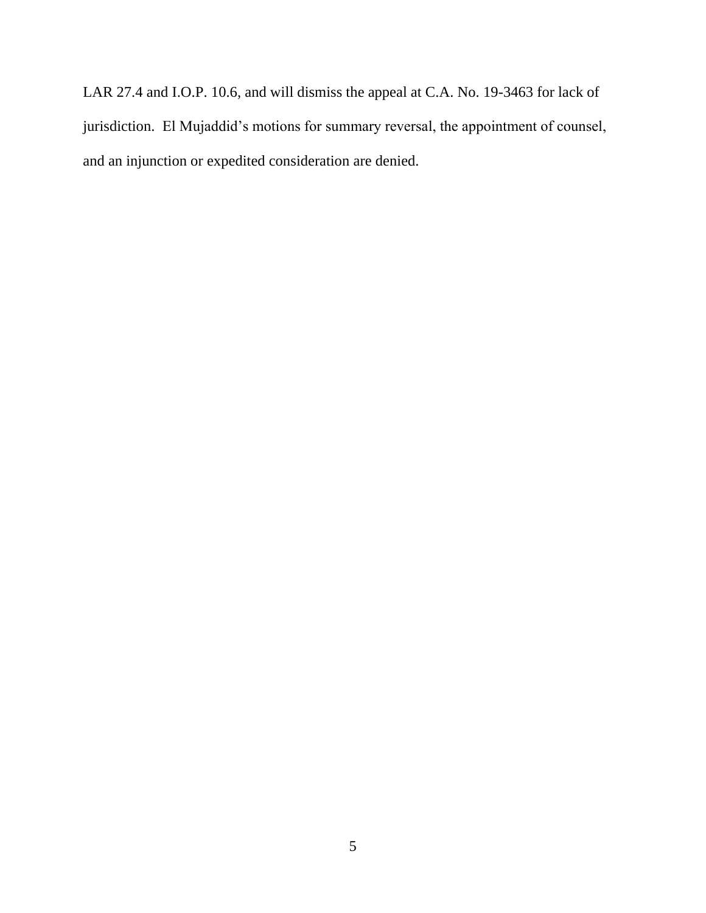LAR 27.4 and I.O.P. 10.6, and will dismiss the appeal at C.A. No. 19-3463 for lack of jurisdiction. El Mujaddid's motions for summary reversal, the appointment of counsel, and an injunction or expedited consideration are denied.